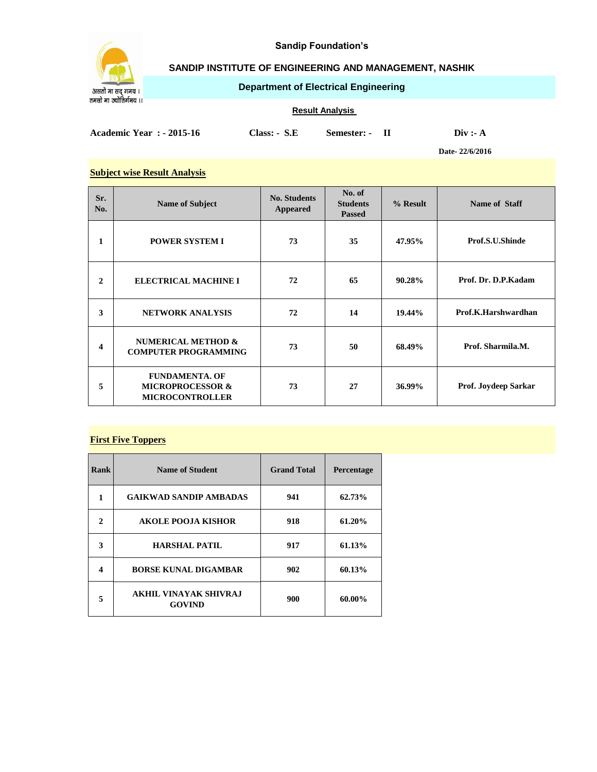Sandip Foundation's

# SANDIP INSTITUTE OF ENGINEERING AND MANAGEMENT, NASHIK

## Department of Electrical Engineering

### Result Analysis

**Academic Year : - 2015-16** **Class: - S.E** **Semester: - II** **Div :- A**

**Date- 22/6/2016**

### Subject wise Result Analysis

| Sr. No. | Name of Subject | No. Students Appeared | No. of Students Passed | % Result | Name of Staff |
|---|---|---|---|---|---|
| 1 | POWER SYSTEM I | 73 | 35 | 47.95% | Prof.S.U.Shinde |
| 2 | ELECTRICAL MACHINE I | 72 | 65 | 90.28% | Prof. Dr. D.P.Kadam |
| 3 | NETWORK ANALYSIS | 72 | 14 | 19.44% | Prof.K.Harshwardhan |
| 4 | NUMERICAL METHOD & COMPUTER PROGRAMMING | 73 | 50 | 68.49% | Prof. Sharmila.M. |
| 5 | FUNDAMENTA. OF MICROPROCESSOR & MICROCONTROLLER | 73 | 27 | 36.99% | Prof. Joydeep Sarkar |

### First Five Toppers

| Rank | Name of Student | Grand Total | Percentage |
|---|---|---|---|
| 1 | GAIKWAD SANDIP AMBADAS | 941 | 62.73% |
| 2 | AKOLE POOJA KISHOR | 918 | 61.20% |
| 3 | HARSHAL PATIL | 917 | 61.13% |
| 4 | BORSE KUNAL DIGAMBAR | 902 | 60.13% |
| 5 | AKHIL VINAYAK SHIVRAJ GOVIND | 900 | 60.00% |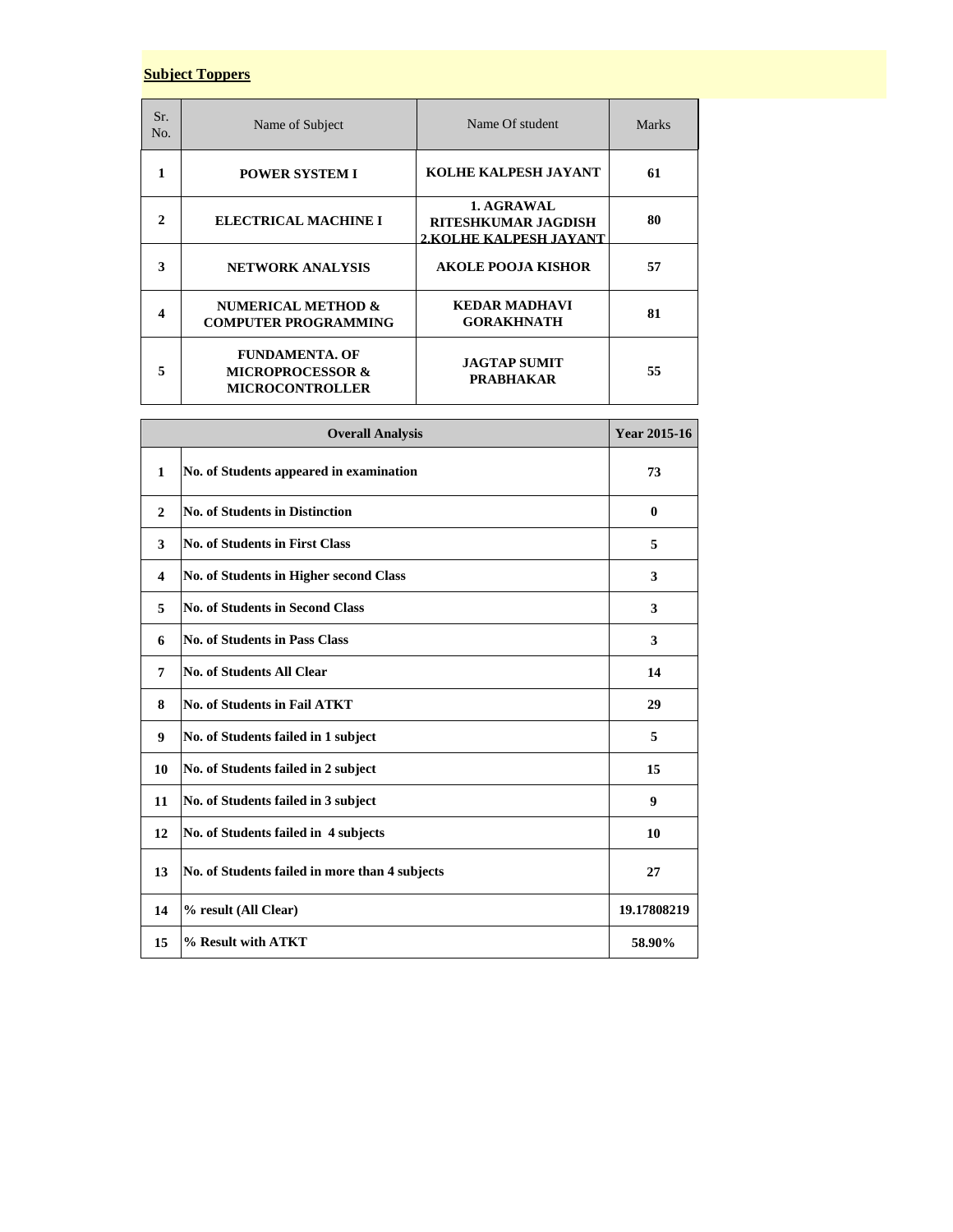**Subject Toppers**

| Sr. No. | Name of Subject | Name Of student | Marks |
|---|---|---|---|
| **1** | **POWER SYSTEM I** | **KOLHE KALPESH JAYANT** | **61** |
| **2** | **ELECTRICAL MACHINE I** | **1. AGRAWAL RITESHKUMAR JAGDISH 2.KOLHE KALPESH JAYANT** | **80** |
| **3** | **NETWORK ANALYSIS** | **AKOLE POOJA KISHOR** | **57** |
| **4** | **NUMERICAL METHOD & COMPUTER PROGRAMMING** | **KEDAR MADHAVI GORAKHNATH** | **81** |
| **5** | **FUNDAMENTA. OF MICROPROCESSOR & MICROCONTROLLER** | **JAGTAP SUMIT PRABHAKAR** | **55** |

| | **Overall Analysis** | **Year 2015-16** |
|---|---|---|
| **1** | **No. of Students appeared in examination** | **73** |
| **2** | **No. of Students in Distinction** | **0** |
| **3** | **No. of Students in First Class** | **5** |
| **4** | **No. of Students in Higher second Class** | **3** |
| **5** | **No. of Students in Second Class** | **3** |
| **6** | **No. of Students in Pass Class** | **3** |
| **7** | **No. of Students All Clear** | **14** |
| **8** | **No. of Students in Fail ATKT** | **29** |
| **9** | **No. of Students failed in 1 subject** | **5** |
| **10** | **No. of Students failed in 2 subject** | **15** |
| **11** | **No. of Students failed in 3 subject** | **9** |
| **12** | **No. of Students failed in 4 subjects** | **10** |
| **13** | **No. of Students failed in more than 4 subjects** | **27** |
| **14** | **% result (All Clear)** | **19.17808219** |
| **15** | **% Result with ATKT** | **58.90%** |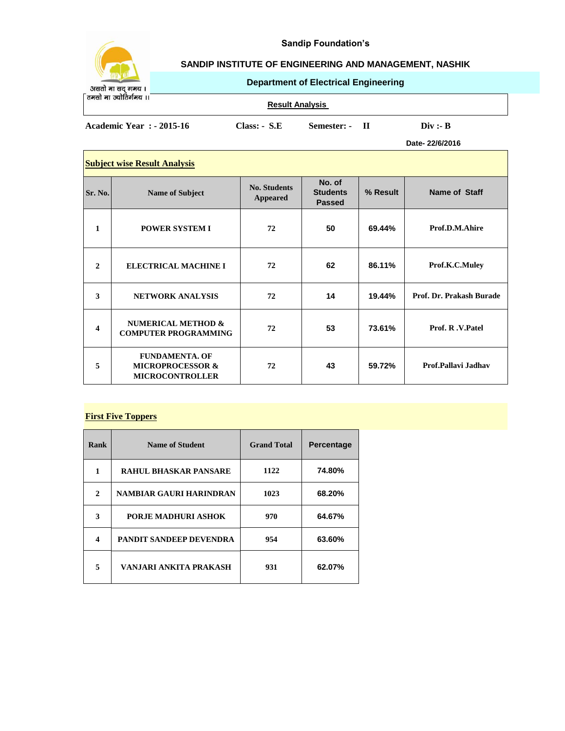Sandip Foundation's

# SANDIP INSTITUTE OF ENGINEERING AND MANAGEMENT, NASHIK

## Department of Electrical Engineering

असतो मा सद् गमय ।
तमसो मा ज्योतिर्गमय ।।

**Result Analysis**

**Academic Year : - 2015-16** **Class: - S.E** **Semester: - II** **Div :- B**

**Date- 22/6/2016**

**Subject wise Result Analysis**

| Sr. No. | Name of Subject | No. Students Appeared | No. of Students Passed | % Result | Name of Staff |
|---|---|---|---|---|---|
| 1 | POWER SYSTEM I | 72 | 50 | 69.44% | Prof.D.M.Ahire |
| 2 | ELECTRICAL MACHINE I | 72 | 62 | 86.11% | Prof.K.C.Muley |
| 3 | NETWORK ANALYSIS | 72 | 14 | 19.44% | Prof. Dr. Prakash Burade |
| 4 | NUMERICAL METHOD & COMPUTER PROGRAMMING | 72 | 53 | 73.61% | Prof. R .V.Patel |
| 5 | FUNDAMENTA. OF MICROPROCESSOR & MICROCONTROLLER | 72 | 43 | 59.72% | Prof.Pallavi Jadhav |

**First Five Toppers**

| Rank | Name of Student | Grand Total | Percentage |
|---|---|---|---|
| 1 | RAHUL BHASKAR PANSARE | 1122 | 74.80% |
| 2 | NAMBIAR GAURI HARINDRAN | 1023 | 68.20% |
| 3 | PORJE MADHURI ASHOK | 970 | 64.67% |
| 4 | PANDIT SANDEEP DEVENDRA | 954 | 63.60% |
| 5 | VANJARI ANKITA PRAKASH | 931 | 62.07% |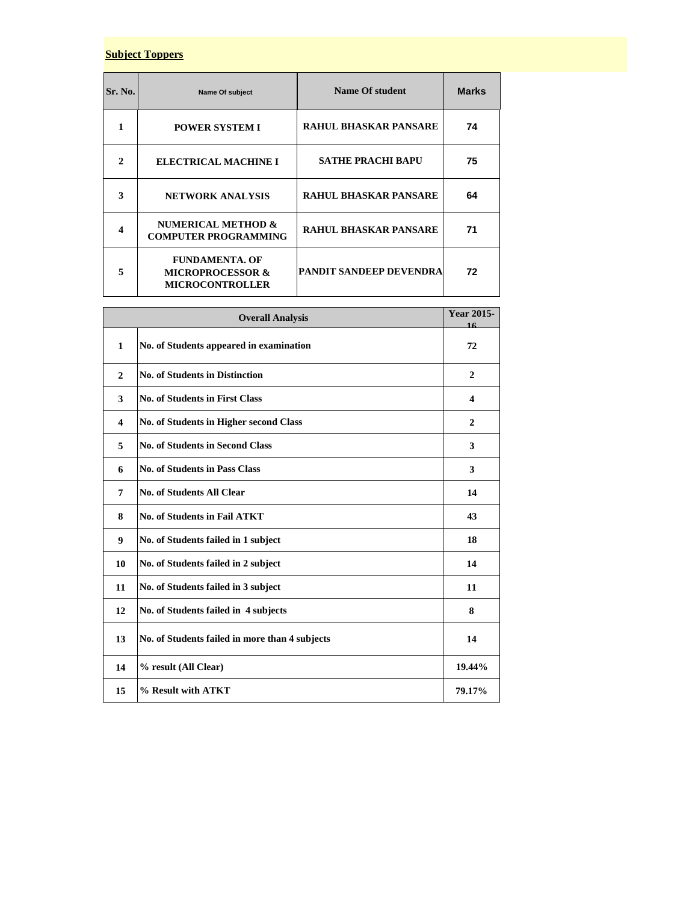**Subject Toppers**

| Sr. No. | Name Of subject | Name Of student | Marks |
|---|---|---|---|
| 1 | POWER SYSTEM I | RAHUL BHASKAR PANSARE | 74 |
| 2 | ELECTRICAL MACHINE I | SATHE PRACHI BAPU | 75 |
| 3 | NETWORK ANALYSIS | RAHUL BHASKAR PANSARE | 64 |
| 4 | NUMERICAL METHOD & COMPUTER PROGRAMMING | RAHUL BHASKAR PANSARE | 71 |
| 5 | FUNDAMENTA. OF MICROPROCESSOR & MICROCONTROLLER | PANDIT SANDEEP DEVENDRA | 72 |

| Overall Analysis | | Year 2015-16 |
|---|---|---|
| 1 | No. of Students appeared in examination | 72 |
| 2 | No. of Students in Distinction | 2 |
| 3 | No. of Students in First Class | 4 |
| 4 | No. of Students in Higher second Class | 2 |
| 5 | No. of Students in Second Class | 3 |
| 6 | No. of Students in Pass Class | 3 |
| 7 | No. of Students All Clear | 14 |
| 8 | No. of Students in Fail ATKT | 43 |
| 9 | No. of Students failed in 1 subject | 18 |
| 10 | No. of Students failed in 2 subject | 14 |
| 11 | No. of Students failed in 3 subject | 11 |
| 12 | No. of Students failed in 4 subjects | 8 |
| 13 | No. of Students failed in more than 4 subjects | 14 |
| 14 | % result (All Clear) | 19.44% |
| 15 | % Result with ATKT | 79.17% |